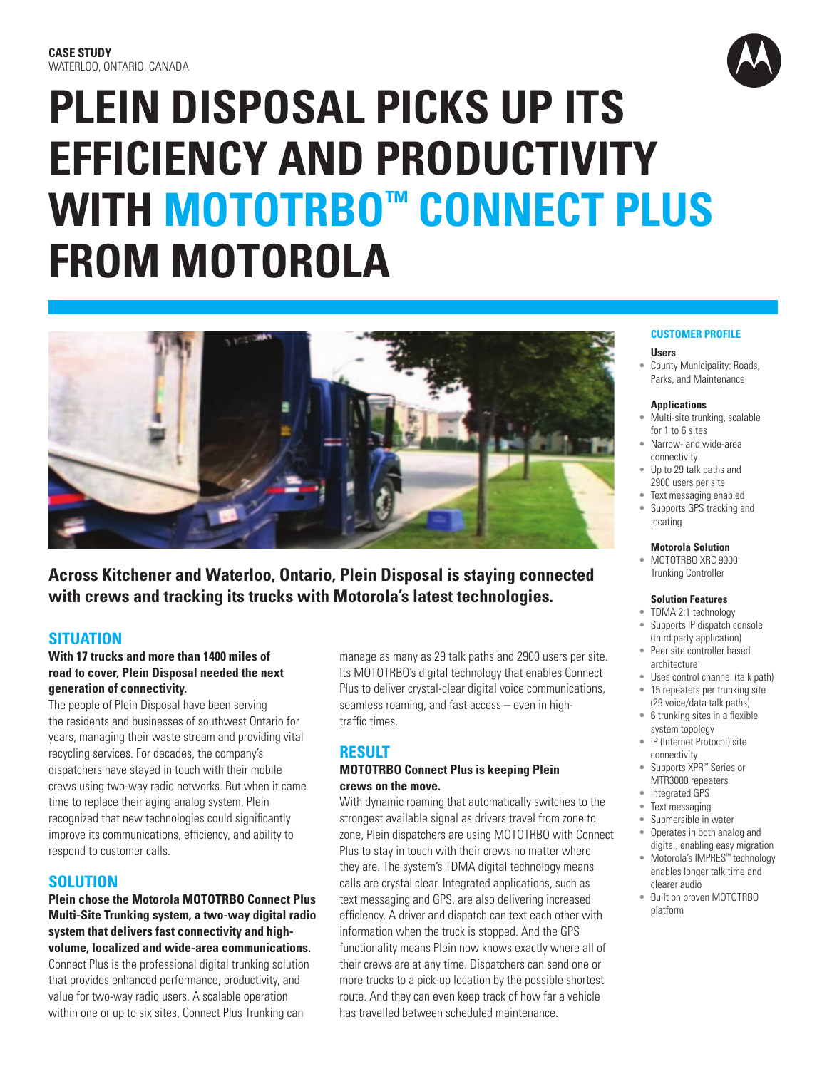**CASE STUDY**
WATERLOO, ONTARIO, CANADA

# PLEIN DISPOSAL PICKS UP ITS EFFICIENCY AND PRODUCTIVITY WITH MOTOTRBO™ CONNECT PLUS FROM MOTOROLA

**Across Kitchener and Waterloo, Ontario, Plein Disposal is staying connected with crews and tracking its trucks with Motorola's latest technologies.**

## SITUATION

**With 17 trucks and more than 1400 miles of road to cover, Plein Disposal needed the next generation of connectivity.**

The people of Plein Disposal have been serving the residents and businesses of southwest Ontario for years, managing their waste stream and providing vital recycling services. For decades, the company's dispatchers have stayed in touch with their mobile crews using two-way radio networks. But when it came time to replace their aging analog system, Plein recognized that new technologies could significantly improve its communications, efficiency, and ability to respond to customer calls.

## SOLUTION

**Plein chose the Motorola MOTOTRBO Connect Plus Multi-Site Trunking system, a two-way digital radio system that delivers fast connectivity and high-volume, localized and wide-area communications.**

Connect Plus is the professional digital trunking solution that provides enhanced performance, productivity, and value for two-way radio users. A scalable operation within one or up to six sites, Connect Plus Trunking can manage as many as 29 talk paths and 2900 users per site. Its MOTOTRBO's digital technology that enables Connect Plus to deliver crystal-clear digital voice communications, seamless roaming, and fast access – even in high-traffic times.

## RESULT

**MOTOTRBO Connect Plus is keeping Plein crews on the move.**

With dynamic roaming that automatically switches to the strongest available signal as drivers travel from zone to zone, Plein dispatchers are using MOTOTRBO with Connect Plus to stay in touch with their crews no matter where they are. The system's TDMA digital technology means calls are crystal clear. Integrated applications, such as text messaging and GPS, are also delivering increased efficiency. A driver and dispatch can text each other with information when the truck is stopped. And the GPS functionality means Plein now knows exactly where all of their crews are at any time. Dispatchers can send one or more trucks to a pick-up location by the possible shortest route. And they can even keep track of how far a vehicle has travelled between scheduled maintenance.

### CUSTOMER PROFILE

**Users**

- County Municipality: Roads, Parks, and Maintenance

**Applications**

- Multi-site trunking, scalable for 1 to 6 sites
- Narrow- and wide-area connectivity
- Up to 29 talk paths and 2900 users per site
- Text messaging enabled
- Supports GPS tracking and locating

**Motorola Solution**

- MOTOTRBO XRC 9000 Trunking Controller

**Solution Features**

- TDMA 2:1 technology
- Supports IP dispatch console (third party application)
- Peer site controller based architecture
- Uses control channel (talk path)
- 15 repeaters per trunking site (29 voice/data talk paths)
- 6 trunking sites in a flexible system topology
- IP (Internet Protocol) site connectivity
- Supports XPR™ Series or MTR3000 repeaters
- Integrated GPS
- Text messaging
- Submersible in water
- Operates in both analog and digital, enabling easy migration
- Motorola's IMPRES™ technology enables longer talk time and clearer audio
- Built on proven MOTOTRBO platform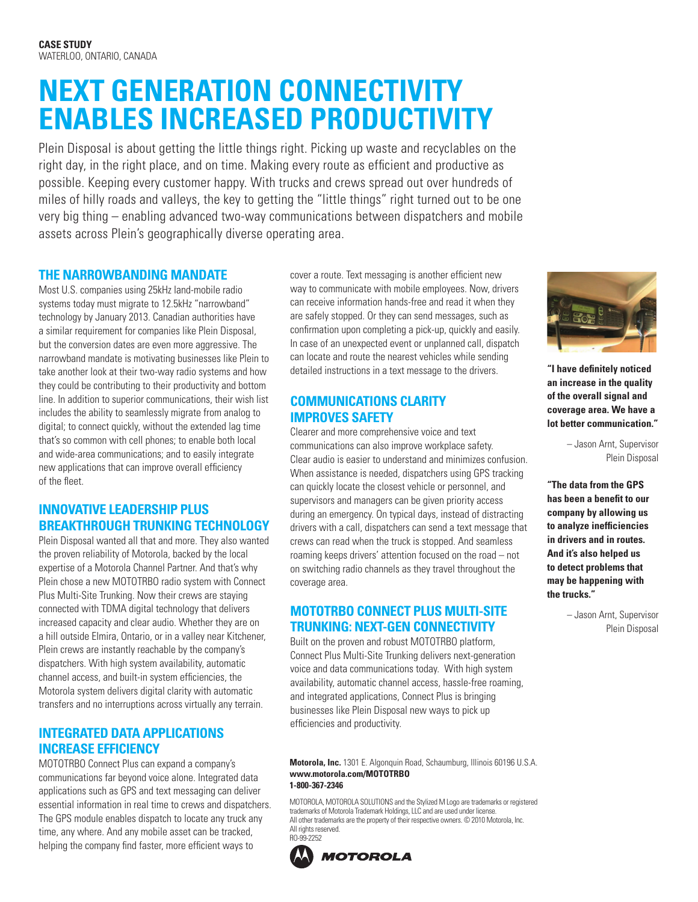**CASE STUDY**
WATERLOO, ONTARIO, CANADA

# NEXT GENERATION CONNECTIVITY ENABLES INCREASED PRODUCTIVITY

Plein Disposal is about getting the little things right. Picking up waste and recyclables on the right day, in the right place, and on time. Making every route as efficient and productive as possible. Keeping every customer happy. With trucks and crews spread out over hundreds of miles of hilly roads and valleys, the key to getting the "little things" right turned out to be one very big thing – enabling advanced two-way communications between dispatchers and mobile assets across Plein's geographically diverse operating area.

## THE NARROWBANDING MANDATE

Most U.S. companies using 25kHz land-mobile radio systems today must migrate to 12.5kHz "narrowband" technology by January 2013. Canadian authorities have a similar requirement for companies like Plein Disposal, but the conversion dates are even more aggressive. The narrowband mandate is motivating businesses like Plein to take another look at their two-way radio systems and how they could be contributing to their productivity and bottom line. In addition to superior communications, their wish list includes the ability to seamlessly migrate from analog to digital; to connect quickly, without the extended lag time that's so common with cell phones; to enable both local and wide-area communications; and to easily integrate new applications that can improve overall efficiency of the fleet.

## INNOVATIVE LEADERSHIP PLUS BREAKTHROUGH TRUNKING TECHNOLOGY

Plein Disposal wanted all that and more. They also wanted the proven reliability of Motorola, backed by the local expertise of a Motorola Channel Partner. And that's why Plein chose a new MOTOTRBO radio system with Connect Plus Multi-Site Trunking. Now their crews are staying connected with TDMA digital technology that delivers increased capacity and clear audio. Whether they are on a hill outside Elmira, Ontario, or in a valley near Kitchener, Plein crews are instantly reachable by the company's dispatchers. With high system availability, automatic channel access, and built-in system efficiencies, the Motorola system delivers digital clarity with automatic transfers and no interruptions across virtually any terrain.

## INTEGRATED DATA APPLICATIONS INCREASE EFFICIENCY

MOTOTRBO Connect Plus can expand a company's communications far beyond voice alone. Integrated data applications such as GPS and text messaging can deliver essential information in real time to crews and dispatchers. The GPS module enables dispatch to locate any truck any time, any where. And any mobile asset can be tracked, helping the company find faster, more efficient ways to cover a route. Text messaging is another efficient new way to communicate with mobile employees. Now, drivers can receive information hands-free and read it when they are safely stopped. Or they can send messages, such as confirmation upon completing a pick-up, quickly and easily. In case of an unexpected event or unplanned call, dispatch can locate and route the nearest vehicles while sending detailed instructions in a text message to the drivers.

## COMMUNICATIONS CLARITY IMPROVES SAFETY

Clearer and more comprehensive voice and text communications can also improve workplace safety. Clear audio is easier to understand and minimizes confusion. When assistance is needed, dispatchers using GPS tracking can quickly locate the closest vehicle or personnel, and supervisors and managers can be given priority access during an emergency. On typical days, instead of distracting drivers with a call, dispatchers can send a text message that crews can read when the truck is stopped. And seamless roaming keeps drivers' attention focused on the road – not on switching radio channels as they travel throughout the coverage area.

## MOTOTRBO CONNECT PLUS MULTI-SITE TRUNKING: NEXT-GEN CONNECTIVITY

Built on the proven and robust MOTOTRBO platform, Connect Plus Multi-Site Trunking delivers next-generation voice and data communications today. With high system availability, automatic channel access, hassle-free roaming, and integrated applications, Connect Plus is bringing businesses like Plein Disposal new ways to pick up efficiencies and productivity.

**"I have definitely noticed an increase in the quality of the overall signal and coverage area. We have a lot better communication."**

– Jason Arnt, Supervisor
Plein Disposal

**"The data from the GPS has been a benefit to our company by allowing us to analyze inefficiencies in drivers and in routes. And it's also helped us to detect problems that may be happening with the trucks."**

– Jason Arnt, Supervisor
Plein Disposal

**Motorola, Inc.** 1301 E. Algonquin Road, Schaumburg, Illinois 60196 U.S.A.
**www.motorola.com/MOTOTRBO**
**1-800-367-2346**

MOTOROLA, MOTOROLA SOLUTIONS and the Stylized M Logo are trademarks or registered trademarks of Motorola Trademark Holdings, LLC and are used under license. All other trademarks are the property of their respective owners. © 2010 Motorola, Inc. All rights reserved.
RO-99-2252

MOTOROLA